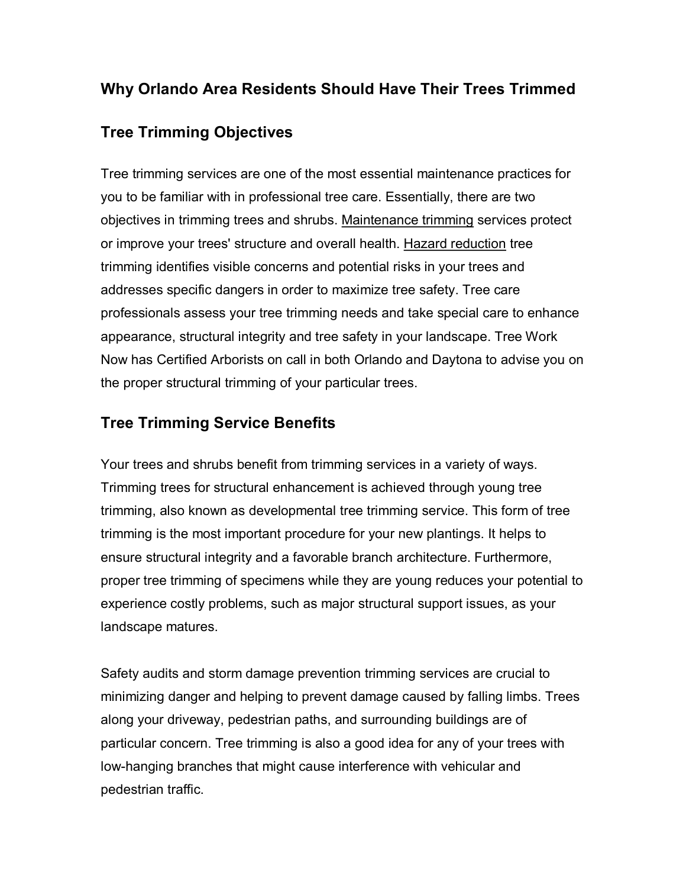# Why Orlando Area Residents Should Have Their Trees Trimmed

## Tree Trimming Objectives

Tree trimming services are one of the most essential maintenance practices for you to be familiar with in professional tree care. Essentially, there are two objectives in trimming trees and shrubs. Maintenance trimming services protect or improve your trees' structure and overall health. Hazard reduction tree trimming identifies visible concerns and potential risks in your trees and addresses specific dangers in order to maximize tree safety. Tree care professionals assess your tree trimming needs and take special care to enhance appearance, structural integrity and tree safety in your landscape. Tree Work Now has Certified Arborists on call in both Orlando and Daytona to advise you on the proper structural trimming of your particular trees.

## Tree Trimming Service Benefits

Your trees and shrubs benefit from trimming services in a variety of ways. Trimming trees for structural enhancement is achieved through young tree trimming, also known as developmental tree trimming service. This form of tree trimming is the most important procedure for your new plantings. It helps to ensure structural integrity and a favorable branch architecture. Furthermore, proper tree trimming of specimens while they are young reduces your potential to experience costly problems, such as major structural support issues, as your landscape matures.

Safety audits and storm damage prevention trimming services are crucial to minimizing danger and helping to prevent damage caused by falling limbs. Trees along your driveway, pedestrian paths, and surrounding buildings are of particular concern. Tree trimming is also a good idea for any of your trees with low-hanging branches that might cause interference with vehicular and pedestrian traffic.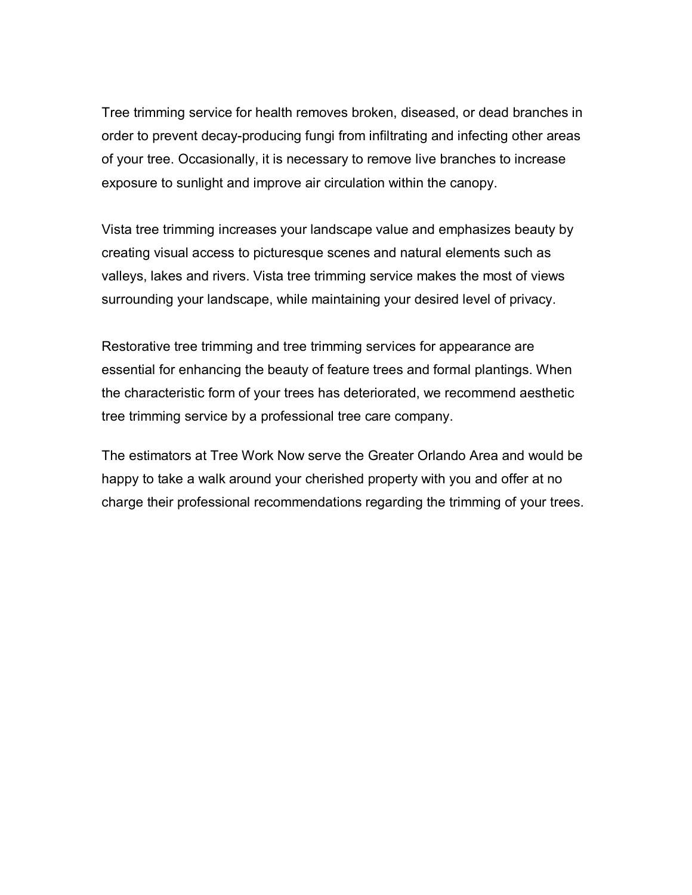Tree trimming service for health removes broken, diseased, or dead branches in order to prevent decay-producing fungi from infiltrating and infecting other areas of your tree. Occasionally, it is necessary to remove live branches to increase exposure to sunlight and improve air circulation within the canopy.

Vista tree trimming increases your landscape value and emphasizes beauty by creating visual access to picturesque scenes and natural elements such as valleys, lakes and rivers. Vista tree trimming service makes the most of views surrounding your landscape, while maintaining your desired level of privacy.

Restorative tree trimming and tree trimming services for appearance are essential for enhancing the beauty of feature trees and formal plantings. When the characteristic form of your trees has deteriorated, we recommend aesthetic tree trimming service by a professional tree care company.

The estimators at Tree Work Now serve the Greater Orlando Area and would be happy to take a walk around your cherished property with you and offer at no charge their professional recommendations regarding the trimming of your trees.